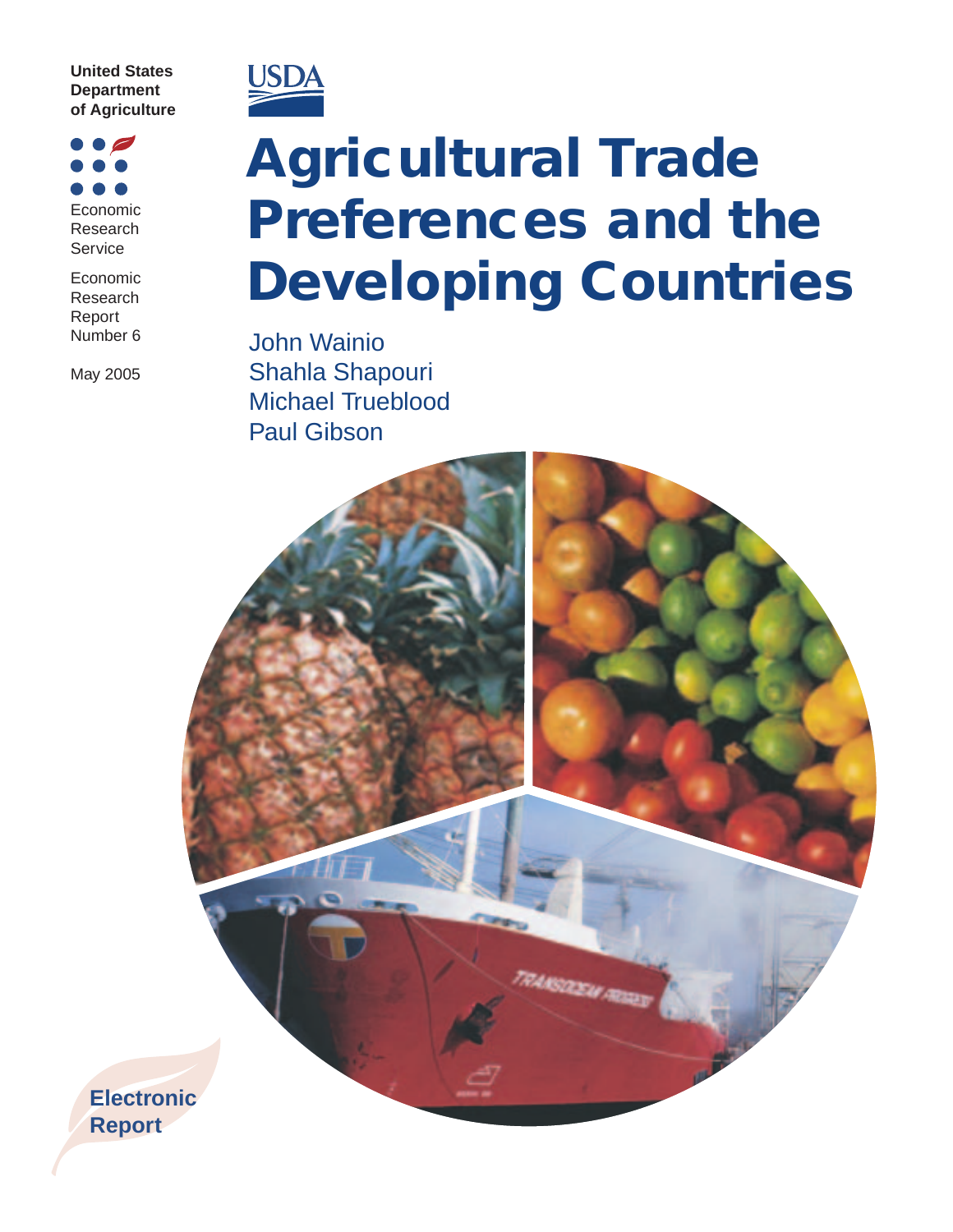United States Department of Agriculture

USDA

Economic Research Service

Economic Research Report Number 6

May 2005

# Agricultural Trade Preferences and the Developing Countries

John Wainio
Shahla Shapouri
Michael Trueblood
Paul Gibson

**Electronic Report**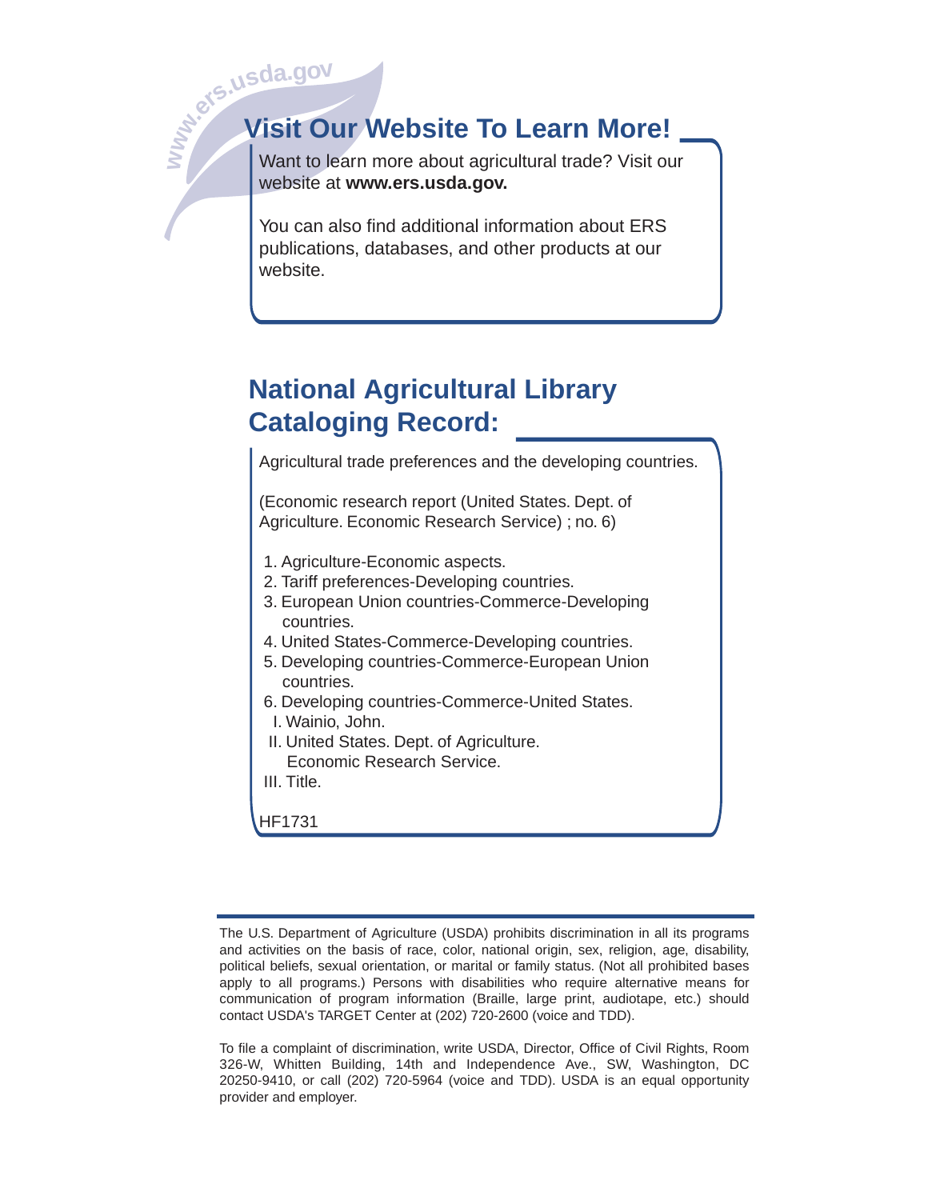www.ers.usda.gov

## Visit Our Website To Learn More!

Want to learn more about agricultural trade? Visit our website at **www.ers.usda.gov.**

You can also find additional information about ERS publications, databases, and other products at our website.

## National Agricultural Library Cataloging Record:

Agricultural trade preferences and the developing countries.

(Economic research report (United States. Dept. of Agriculture. Economic Research Service) ; no. 6)

1. Agriculture-Economic aspects.
2. Tariff preferences-Developing countries.
3. European Union countries-Commerce-Developing countries.
4. United States-Commerce-Developing countries.
5. Developing countries-Commerce-European Union countries.
6. Developing countries-Commerce-United States.

I. Wainio, John.
II. United States. Dept. of Agriculture. Economic Research Service.
III. Title.

HF1731

---

The U.S. Department of Agriculture (USDA) prohibits discrimination in all its programs and activities on the basis of race, color, national origin, sex, religion, age, disability, political beliefs, sexual orientation, or marital or family status. (Not all prohibited bases apply to all programs.) Persons with disabilities who require alternative means for communication of program information (Braille, large print, audiotape, etc.) should contact USDA's TARGET Center at (202) 720-2600 (voice and TDD).

To file a complaint of discrimination, write USDA, Director, Office of Civil Rights, Room 326-W, Whitten Building, 14th and Independence Ave., SW, Washington, DC 20250-9410, or call (202) 720-5964 (voice and TDD). USDA is an equal opportunity provider and employer.